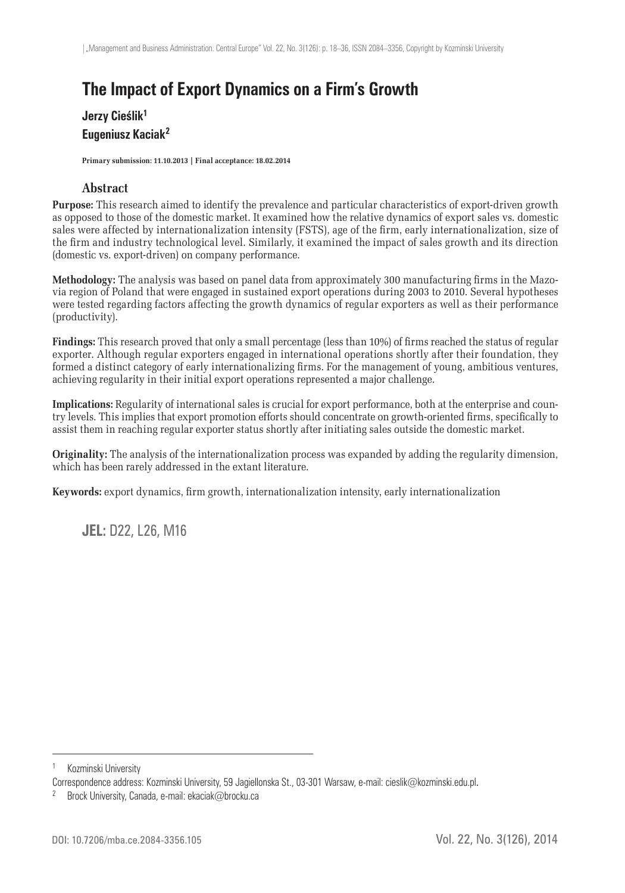# The Impact of Export Dynamics on a Firm's Growth

**Jerzy Cieślik**[1]

**Eugeniusz Kaciak**[2]

**Primary submission: 11.10.2013 | Final acceptance: 18.02.2014**

## Abstract

**Purpose:** This research aimed to identify the prevalence and particular characteristics of export-driven growth as opposed to those of the domestic market. It examined how the relative dynamics of export sales vs. domestic sales were affected by internationalization intensity (FSTS), age of the firm, early internationalization, size of the firm and industry technological level. Similarly, it examined the impact of sales growth and its direction (domestic vs. export-driven) on company performance.

**Methodology:** The analysis was based on panel data from approximately 300 manufacturing firms in the Mazovia region of Poland that were engaged in sustained export operations during 2003 to 2010. Several hypotheses were tested regarding factors affecting the growth dynamics of regular exporters as well as their performance (productivity).

**Findings:** This research proved that only a small percentage (less than 10%) of firms reached the status of regular exporter. Although regular exporters engaged in international operations shortly after their foundation, they formed a distinct category of early internationalizing firms. For the management of young, ambitious ventures, achieving regularity in their initial export operations represented a major challenge.

**Implications:** Regularity of international sales is crucial for export performance, both at the enterprise and country levels. This implies that export promotion efforts should concentrate on growth-oriented firms, specifically to assist them in reaching regular exporter status shortly after initiating sales outside the domestic market.

**Originality:** The analysis of the internationalization process was expanded by adding the regularity dimension, which has been rarely addressed in the extant literature.

**Keywords:** export dynamics, firm growth, internationalization intensity, early internationalization

**JEL:** D22, L26, M16

---

[1] Kozminski University
Correspondence address: Kozminski University, 59 Jagiellonska St., 03-301 Warsaw, e-mail: cieslik@kozminski.edu.pl.

[2] Brock University, Canada, e-mail: ekaciak@brocku.ca

DOI: 10.7206/mba.ce.2084-3356.105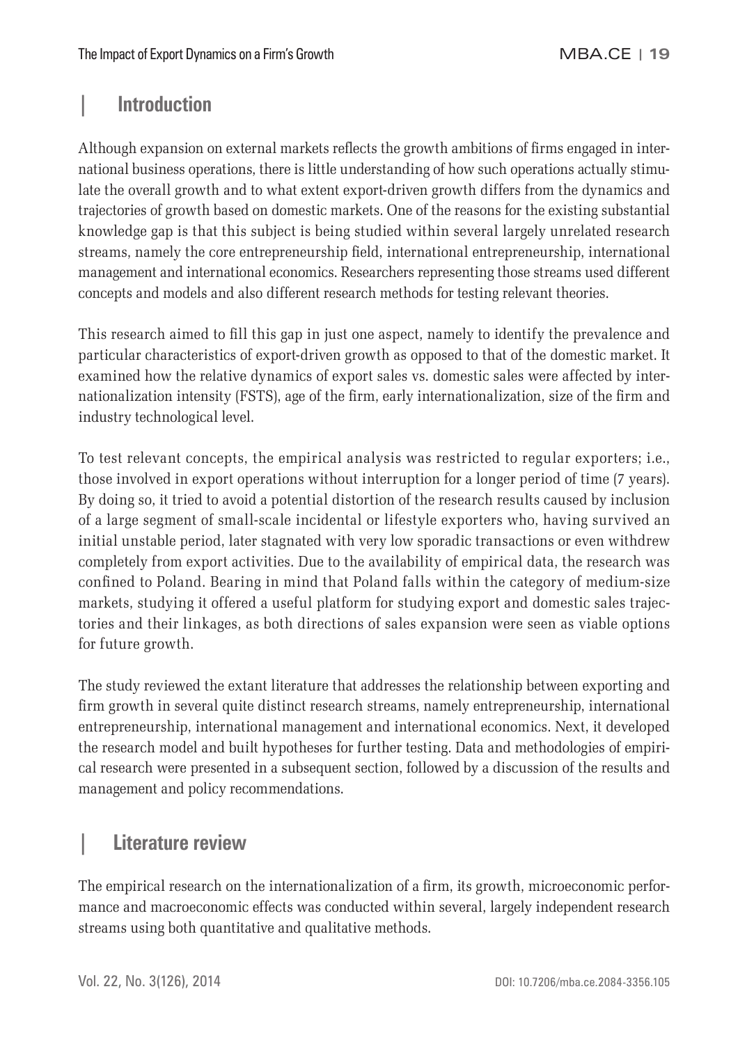## Introduction

Although expansion on external markets reflects the growth ambitions of firms engaged in international business operations, there is little understanding of how such operations actually stimulate the overall growth and to what extent export-driven growth differs from the dynamics and trajectories of growth based on domestic markets. One of the reasons for the existing substantial knowledge gap is that this subject is being studied within several largely unrelated research streams, namely the core entrepreneurship field, international entrepreneurship, international management and international economics. Researchers representing those streams used different concepts and models and also different research methods for testing relevant theories.

This research aimed to fill this gap in just one aspect, namely to identify the prevalence and particular characteristics of export-driven growth as opposed to that of the domestic market. It examined how the relative dynamics of export sales vs. domestic sales were affected by internationalization intensity (FSTS), age of the firm, early internationalization, size of the firm and industry technological level.

To test relevant concepts, the empirical analysis was restricted to regular exporters; i.e., those involved in export operations without interruption for a longer period of time (7 years). By doing so, it tried to avoid a potential distortion of the research results caused by inclusion of a large segment of small-scale incidental or lifestyle exporters who, having survived an initial unstable period, later stagnated with very low sporadic transactions or even withdrew completely from export activities. Due to the availability of empirical data, the research was confined to Poland. Bearing in mind that Poland falls within the category of medium-size markets, studying it offered a useful platform for studying export and domestic sales trajectories and their linkages, as both directions of sales expansion were seen as viable options for future growth.

The study reviewed the extant literature that addresses the relationship between exporting and firm growth in several quite distinct research streams, namely entrepreneurship, international entrepreneurship, international management and international economics. Next, it developed the research model and built hypotheses for further testing. Data and methodologies of empirical research were presented in a subsequent section, followed by a discussion of the results and management and policy recommendations.

## Literature review

The empirical research on the internationalization of a firm, its growth, microeconomic performance and macroeconomic effects was conducted within several, largely independent research streams using both quantitative and qualitative methods.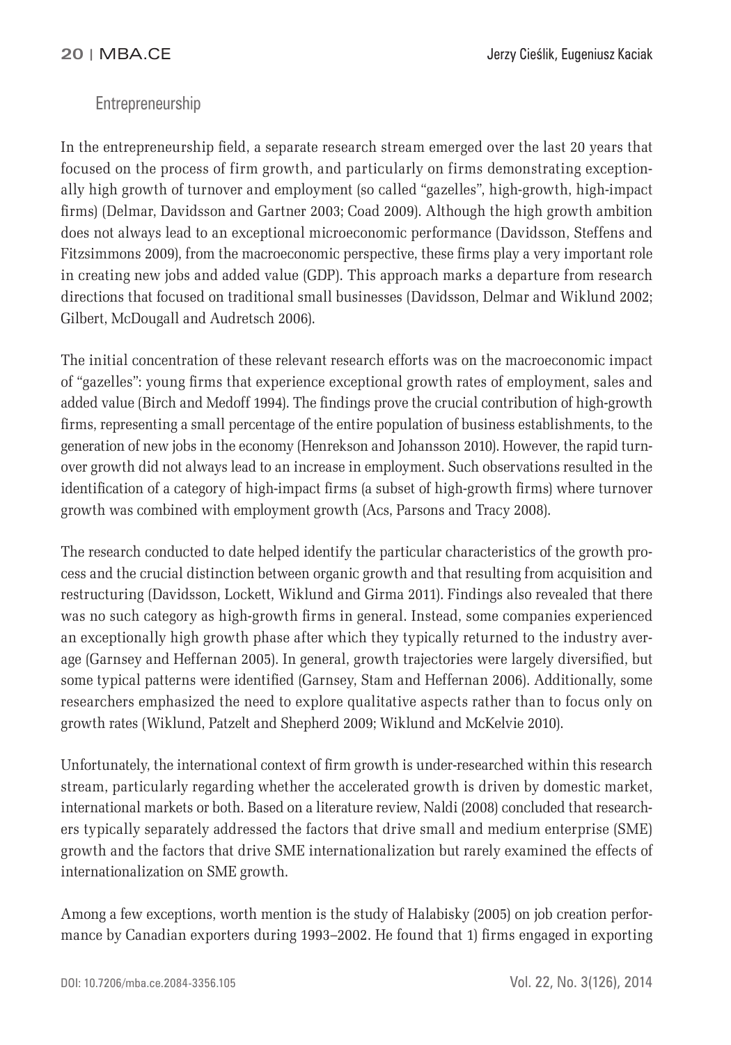## Entrepreneurship

In the entrepreneurship field, a separate research stream emerged over the last 20 years that focused on the process of firm growth, and particularly on firms demonstrating exceptionally high growth of turnover and employment (so called "gazelles", high-growth, high-impact firms) (Delmar, Davidsson and Gartner 2003; Coad 2009). Although the high growth ambition does not always lead to an exceptional microeconomic performance (Davidsson, Steffens and Fitzsimmons 2009), from the macroeconomic perspective, these firms play a very important role in creating new jobs and added value (GDP). This approach marks a departure from research directions that focused on traditional small businesses (Davidsson, Delmar and Wiklund 2002; Gilbert, McDougall and Audretsch 2006).

The initial concentration of these relevant research efforts was on the macroeconomic impact of "gazelles": young firms that experience exceptional growth rates of employment, sales and added value (Birch and Medoff 1994). The findings prove the crucial contribution of high-growth firms, representing a small percentage of the entire population of business establishments, to the generation of new jobs in the economy (Henrekson and Johansson 2010). However, the rapid turnover growth did not always lead to an increase in employment. Such observations resulted in the identification of a category of high-impact firms (a subset of high-growth firms) where turnover growth was combined with employment growth (Acs, Parsons and Tracy 2008).

The research conducted to date helped identify the particular characteristics of the growth process and the crucial distinction between organic growth and that resulting from acquisition and restructuring (Davidsson, Lockett, Wiklund and Girma 2011). Findings also revealed that there was no such category as high-growth firms in general. Instead, some companies experienced an exceptionally high growth phase after which they typically returned to the industry average (Garnsey and Heffernan 2005). In general, growth trajectories were largely diversified, but some typical patterns were identified (Garnsey, Stam and Heffernan 2006). Additionally, some researchers emphasized the need to explore qualitative aspects rather than to focus only on growth rates (Wiklund, Patzelt and Shepherd 2009; Wiklund and McKelvie 2010).

Unfortunately, the international context of firm growth is under-researched within this research stream, particularly regarding whether the accelerated growth is driven by domestic market, international markets or both. Based on a literature review, Naldi (2008) concluded that researchers typically separately addressed the factors that drive small and medium enterprise (SME) growth and the factors that drive SME internationalization but rarely examined the effects of internationalization on SME growth.

Among a few exceptions, worth mention is the study of Halabisky (2005) on job creation performance by Canadian exporters during 1993–2002. He found that 1) firms engaged in exporting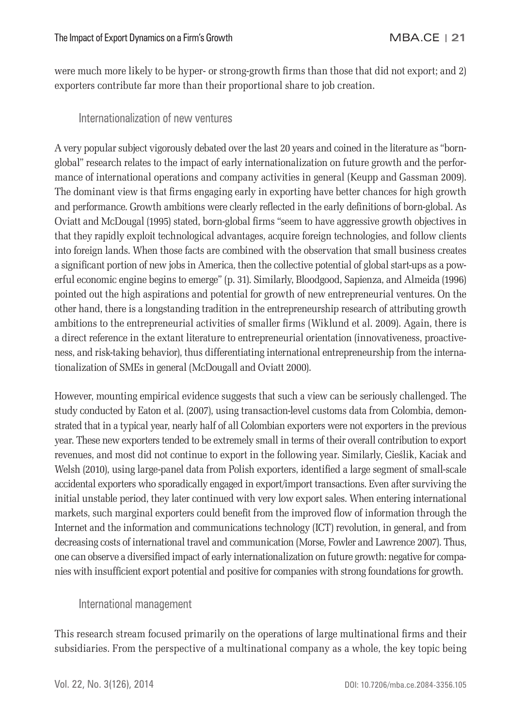were much more likely to be hyper- or strong-growth firms than those that did not export; and 2) exporters contribute far more than their proportional share to job creation.

### Internationalization of new ventures

A very popular subject vigorously debated over the last 20 years and coined in the literature as "born-global" research relates to the impact of early internationalization on future growth and the performance of international operations and company activities in general (Keupp and Gassman 2009). The dominant view is that firms engaging early in exporting have better chances for high growth and performance. Growth ambitions were clearly reflected in the early definitions of born-global. As Oviatt and McDougal (1995) stated, born-global firms "seem to have aggressive growth objectives in that they rapidly exploit technological advantages, acquire foreign technologies, and follow clients into foreign lands. When those facts are combined with the observation that small business creates a significant portion of new jobs in America, then the collective potential of global start-ups as a powerful economic engine begins to emerge" (p. 31). Similarly, Bloodgood, Sapienza, and Almeida (1996) pointed out the high aspirations and potential for growth of new entrepreneurial ventures. On the other hand, there is a longstanding tradition in the entrepreneurship research of attributing growth ambitions to the entrepreneurial activities of smaller firms (Wiklund et al. 2009). Again, there is a direct reference in the extant literature to entrepreneurial orientation (innovativeness, proactiveness, and risk-taking behavior), thus differentiating international entrepreneurship from the internationalization of SMEs in general (McDougall and Oviatt 2000).

However, mounting empirical evidence suggests that such a view can be seriously challenged. The study conducted by Eaton et al. (2007), using transaction-level customs data from Colombia, demonstrated that in a typical year, nearly half of all Colombian exporters were not exporters in the previous year. These new exporters tended to be extremely small in terms of their overall contribution to export revenues, and most did not continue to export in the following year. Similarly, Cieślik, Kaciak and Welsh (2010), using large-panel data from Polish exporters, identified a large segment of small-scale accidental exporters who sporadically engaged in export/import transactions. Even after surviving the initial unstable period, they later continued with very low export sales. When entering international markets, such marginal exporters could benefit from the improved flow of information through the Internet and the information and communications technology (ICT) revolution, in general, and from decreasing costs of international travel and communication (Morse, Fowler and Lawrence 2007). Thus, one can observe a diversified impact of early internationalization on future growth: negative for companies with insufficient export potential and positive for companies with strong foundations for growth.

### International management

This research stream focused primarily on the operations of large multinational firms and their subsidiaries. From the perspective of a multinational company as a whole, the key topic being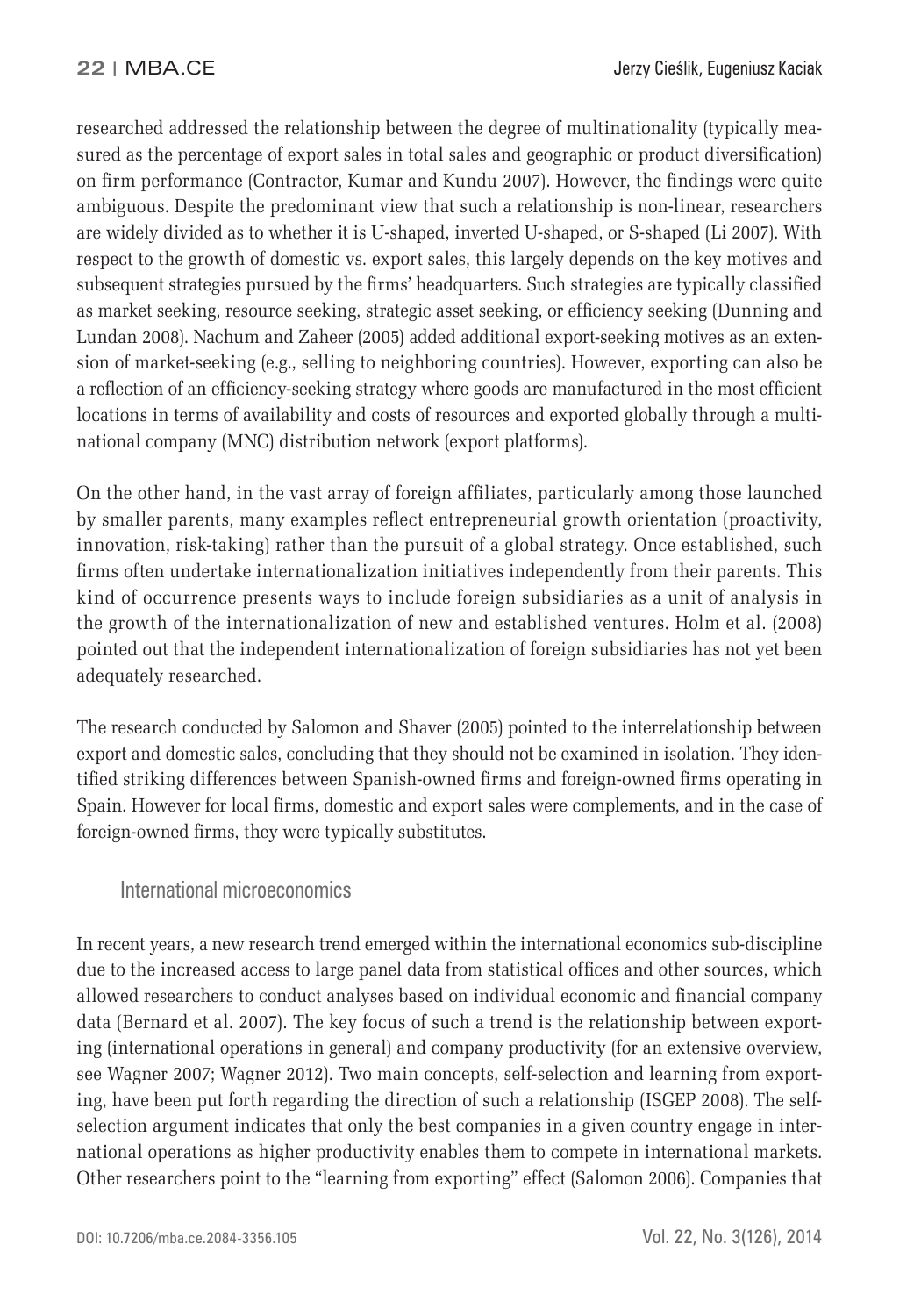researched addressed the relationship between the degree of multinationality (typically measured as the percentage of export sales in total sales and geographic or product diversification) on firm performance (Contractor, Kumar and Kundu 2007). However, the findings were quite ambiguous. Despite the predominant view that such a relationship is non-linear, researchers are widely divided as to whether it is U-shaped, inverted U-shaped, or S-shaped (Li 2007). With respect to the growth of domestic vs. export sales, this largely depends on the key motives and subsequent strategies pursued by the firms' headquarters. Such strategies are typically classified as market seeking, resource seeking, strategic asset seeking, or efficiency seeking (Dunning and Lundan 2008). Nachum and Zaheer (2005) added additional export-seeking motives as an extension of market-seeking (e.g., selling to neighboring countries). However, exporting can also be a reflection of an efficiency-seeking strategy where goods are manufactured in the most efficient locations in terms of availability and costs of resources and exported globally through a multinational company (MNC) distribution network (export platforms).

On the other hand, in the vast array of foreign affiliates, particularly among those launched by smaller parents, many examples reflect entrepreneurial growth orientation (proactivity, innovation, risk-taking) rather than the pursuit of a global strategy. Once established, such firms often undertake internationalization initiatives independently from their parents. This kind of occurrence presents ways to include foreign subsidiaries as a unit of analysis in the growth of the internationalization of new and established ventures. Holm et al. (2008) pointed out that the independent internationalization of foreign subsidiaries has not yet been adequately researched.

The research conducted by Salomon and Shaver (2005) pointed to the interrelationship between export and domestic sales, concluding that they should not be examined in isolation. They identified striking differences between Spanish-owned firms and foreign-owned firms operating in Spain. However for local firms, domestic and export sales were complements, and in the case of foreign-owned firms, they were typically substitutes.

### International microeconomics

In recent years, a new research trend emerged within the international economics sub-discipline due to the increased access to large panel data from statistical offices and other sources, which allowed researchers to conduct analyses based on individual economic and financial company data (Bernard et al. 2007). The key focus of such a trend is the relationship between exporting (international operations in general) and company productivity (for an extensive overview, see Wagner 2007; Wagner 2012). Two main concepts, self-selection and learning from exporting, have been put forth regarding the direction of such a relationship (ISGEP 2008). The self-selection argument indicates that only the best companies in a given country engage in international operations as higher productivity enables them to compete in international markets. Other researchers point to the "learning from exporting" effect (Salomon 2006). Companies that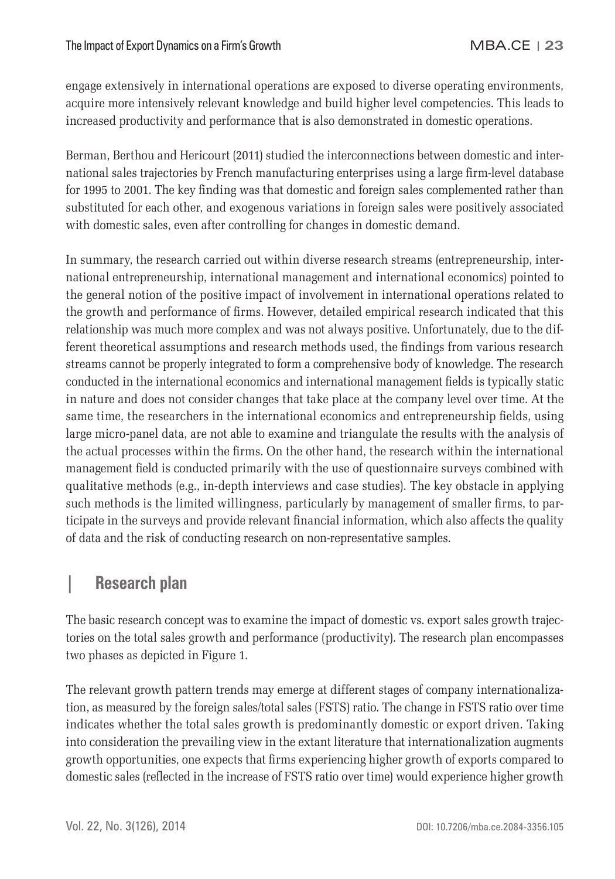engage extensively in international operations are exposed to diverse operating environments, acquire more intensively relevant knowledge and build higher level competencies. This leads to increased productivity and performance that is also demonstrated in domestic operations.

Berman, Berthou and Hericourt (2011) studied the interconnections between domestic and international sales trajectories by French manufacturing enterprises using a large firm-level database for 1995 to 2001. The key finding was that domestic and foreign sales complemented rather than substituted for each other, and exogenous variations in foreign sales were positively associated with domestic sales, even after controlling for changes in domestic demand.

In summary, the research carried out within diverse research streams (entrepreneurship, international entrepreneurship, international management and international economics) pointed to the general notion of the positive impact of involvement in international operations related to the growth and performance of firms. However, detailed empirical research indicated that this relationship was much more complex and was not always positive. Unfortunately, due to the different theoretical assumptions and research methods used, the findings from various research streams cannot be properly integrated to form a comprehensive body of knowledge. The research conducted in the international economics and international management fields is typically static in nature and does not consider changes that take place at the company level over time. At the same time, the researchers in the international economics and entrepreneurship fields, using large micro-panel data, are not able to examine and triangulate the results with the analysis of the actual processes within the firms. On the other hand, the research within the international management field is conducted primarily with the use of questionnaire surveys combined with qualitative methods (e.g., in-depth interviews and case studies). The key obstacle in applying such methods is the limited willingness, particularly by management of smaller firms, to participate in the surveys and provide relevant financial information, which also affects the quality of data and the risk of conducting research on non-representative samples.

## Research plan

The basic research concept was to examine the impact of domestic vs. export sales growth trajectories on the total sales growth and performance (productivity). The research plan encompasses two phases as depicted in Figure 1.

The relevant growth pattern trends may emerge at different stages of company internationalization, as measured by the foreign sales/total sales (FSTS) ratio. The change in FSTS ratio over time indicates whether the total sales growth is predominantly domestic or export driven. Taking into consideration the prevailing view in the extant literature that internationalization augments growth opportunities, one expects that firms experiencing higher growth of exports compared to domestic sales (reflected in the increase of FSTS ratio over time) would experience higher growth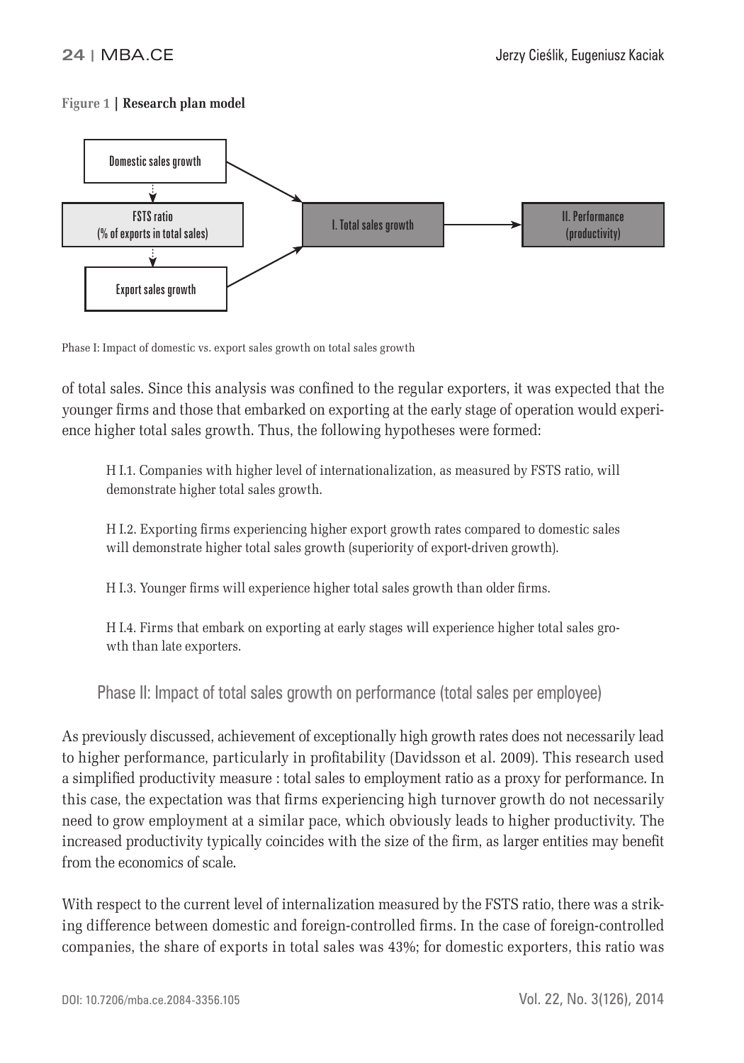**Figure 1 | Research plan model**

Domestic sales growth

FSTS ratio
(% of exports in total sales)

Export sales growth

I. Total sales growth

II. Performance
(productivity)

Phase I: Impact of domestic vs. export sales growth on total sales growth

of total sales. Since this analysis was confined to the regular exporters, it was expected that the younger firms and those that embarked on exporting at the early stage of operation would experience higher total sales growth. Thus, the following hypotheses were formed:

> H I.1. Companies with higher level of internationalization, as measured by FSTS ratio, will demonstrate higher total sales growth.
>
> H I.2. Exporting firms experiencing higher export growth rates compared to domestic sales will demonstrate higher total sales growth (superiority of export-driven growth).
>
> H I.3. Younger firms will experience higher total sales growth than older firms.
>
> H I.4. Firms that embark on exporting at early stages will experience higher total sales growth than late exporters.

### Phase II: Impact of total sales growth on performance (total sales per employee)

As previously discussed, achievement of exceptionally high growth rates does not necessarily lead to higher performance, particularly in profitability (Davidsson et al. 2009). This research used a simplified productivity measure : total sales to employment ratio as a proxy for performance. In this case, the expectation was that firms experiencing high turnover growth do not necessarily need to grow employment at a similar pace, which obviously leads to higher productivity. The increased productivity typically coincides with the size of the firm, as larger entities may benefit from the economics of scale.

With respect to the current level of internalization measured by the FSTS ratio, there was a striking difference between domestic and foreign-controlled firms. In the case of foreign-controlled companies, the share of exports in total sales was 43%; for domestic exporters, this ratio was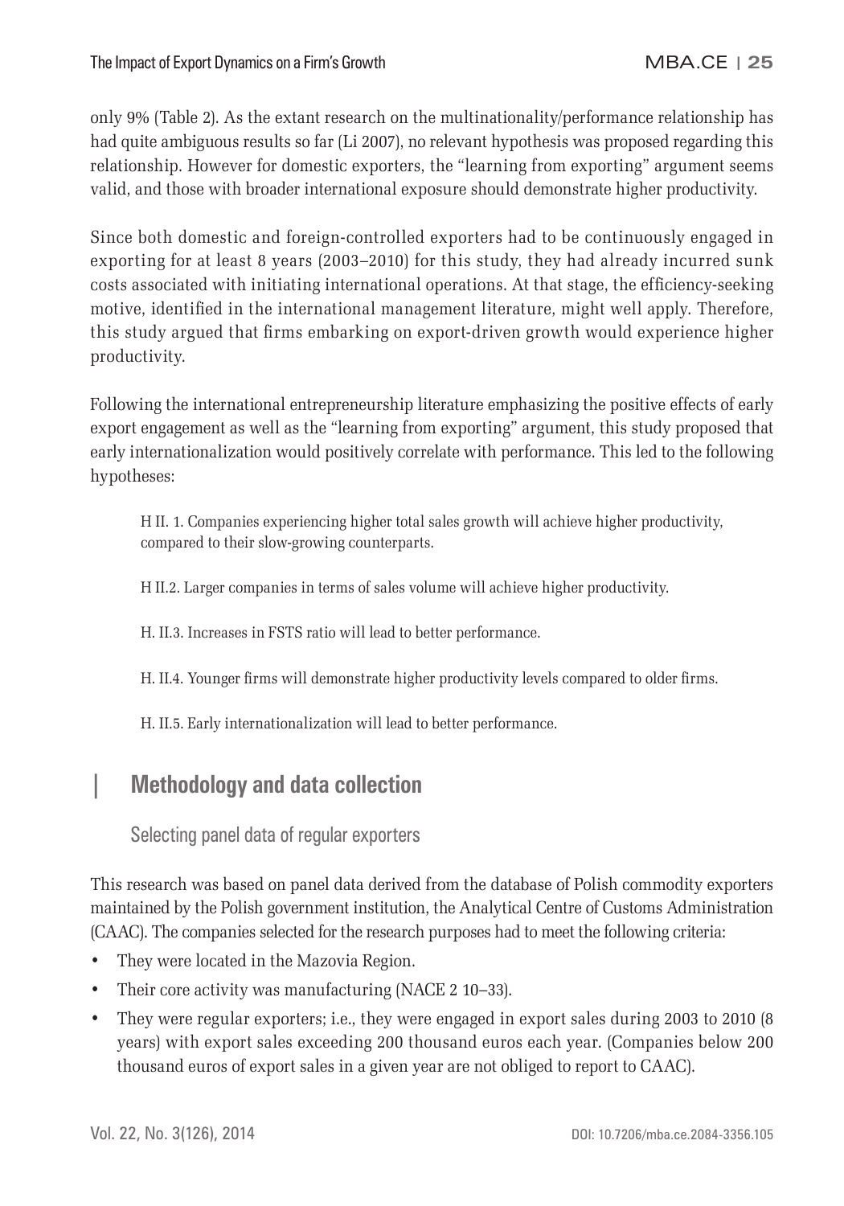only 9% (Table 2). As the extant research on the multinationality/performance relationship has had quite ambiguous results so far (Li 2007), no relevant hypothesis was proposed regarding this relationship. However for domestic exporters, the "learning from exporting" argument seems valid, and those with broader international exposure should demonstrate higher productivity.

Since both domestic and foreign-controlled exporters had to be continuously engaged in exporting for at least 8 years (2003–2010) for this study, they had already incurred sunk costs associated with initiating international operations. At that stage, the efficiency-seeking motive, identified in the international management literature, might well apply. Therefore, this study argued that firms embarking on export-driven growth would experience higher productivity.

Following the international entrepreneurship literature emphasizing the positive effects of early export engagement as well as the "learning from exporting" argument, this study proposed that early internationalization would positively correlate with performance. This led to the following hypotheses:

> H II. 1. Companies experiencing higher total sales growth will achieve higher productivity, compared to their slow-growing counterparts.
>
> H II.2. Larger companies in terms of sales volume will achieve higher productivity.
>
> H. II.3. Increases in FSTS ratio will lead to better performance.
>
> H. II.4. Younger firms will demonstrate higher productivity levels compared to older firms.
>
> H. II.5. Early internationalization will lead to better performance.

## Methodology and data collection

### Selecting panel data of regular exporters

This research was based on panel data derived from the database of Polish commodity exporters maintained by the Polish government institution, the Analytical Centre of Customs Administration (CAAC). The companies selected for the research purposes had to meet the following criteria:

- They were located in the Mazovia Region.
- Their core activity was manufacturing (NACE 2 10–33).
- They were regular exporters; i.e., they were engaged in export sales during 2003 to 2010 (8 years) with export sales exceeding 200 thousand euros each year. (Companies below 200 thousand euros of export sales in a given year are not obliged to report to CAAC).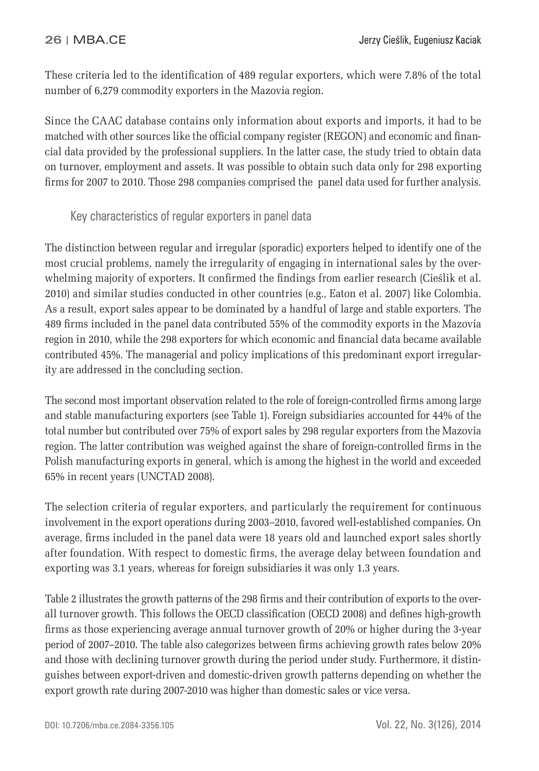These criteria led to the identification of 489 regular exporters, which were 7.8% of the total number of 6,279 commodity exporters in the Mazovia region.

Since the CAAC database contains only information about exports and imports, it had to be matched with other sources like the official company register (REGON) and economic and financial data provided by the professional suppliers. In the latter case, the study tried to obtain data on turnover, employment and assets. It was possible to obtain such data only for 298 exporting firms for 2007 to 2010. Those 298 companies comprised the panel data used for further analysis.

## Key characteristics of regular exporters in panel data

The distinction between regular and irregular (sporadic) exporters helped to identify one of the most crucial problems, namely the irregularity of engaging in international sales by the overwhelming majority of exporters. It confirmed the findings from earlier research (Cieślik et al. 2010) and similar studies conducted in other countries (e.g., Eaton et al. 2007) like Colombia. As a result, export sales appear to be dominated by a handful of large and stable exporters. The 489 firms included in the panel data contributed 55% of the commodity exports in the Mazovia region in 2010, while the 298 exporters for which economic and financial data became available contributed 45%. The managerial and policy implications of this predominant export irregularity are addressed in the concluding section.

The second most important observation related to the role of foreign-controlled firms among large and stable manufacturing exporters (see Table 1). Foreign subsidiaries accounted for 44% of the total number but contributed over 75% of export sales by 298 regular exporters from the Mazovia region. The latter contribution was weighed against the share of foreign-controlled firms in the Polish manufacturing exports in general, which is among the highest in the world and exceeded 65% in recent years (UNCTAD 2008).

The selection criteria of regular exporters, and particularly the requirement for continuous involvement in the export operations during 2003–2010, favored well-established companies. On average, firms included in the panel data were 18 years old and launched export sales shortly after foundation. With respect to domestic firms, the average delay between foundation and exporting was 3.1 years, whereas for foreign subsidiaries it was only 1.3 years.

Table 2 illustrates the growth patterns of the 298 firms and their contribution of exports to the overall turnover growth. This follows the OECD classification (OECD 2008) and defines high-growth firms as those experiencing average annual turnover growth of 20% or higher during the 3-year period of 2007–2010. The table also categorizes between firms achieving growth rates below 20% and those with declining turnover growth during the period under study. Furthermore, it distinguishes between export-driven and domestic-driven growth patterns depending on whether the export growth rate during 2007-2010 was higher than domestic sales or vice versa.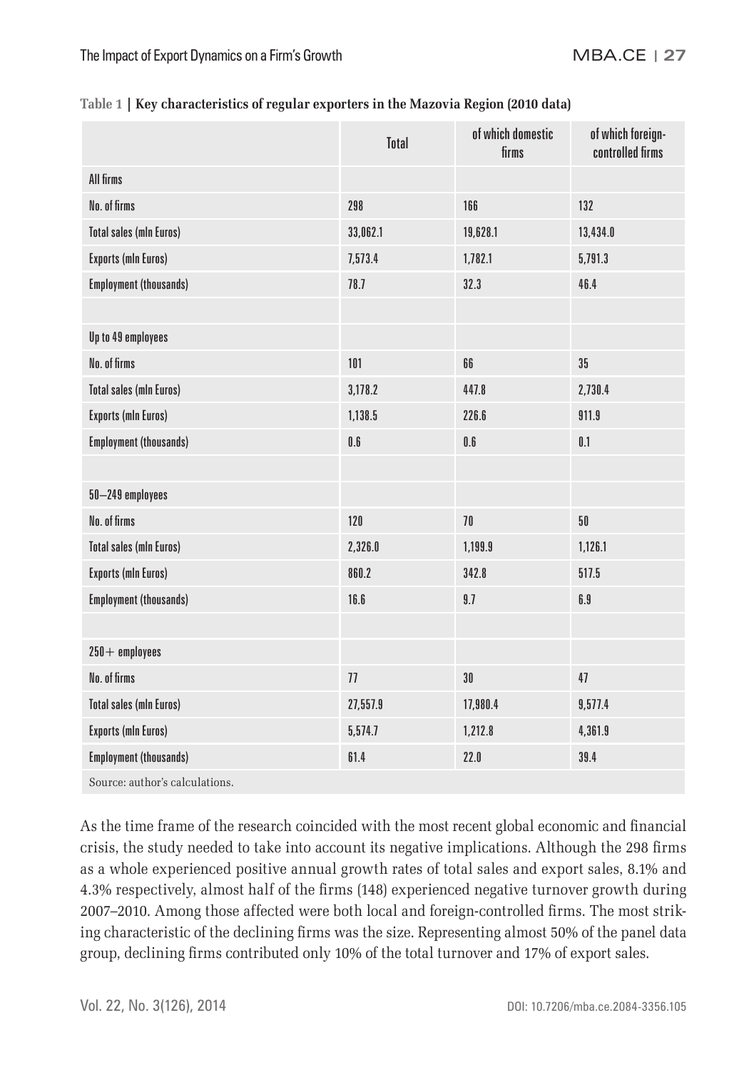**Table 1 | Key characteristics of regular exporters in the Mazovia Region (2010 data)**

| | Total | of which domestic firms | of which foreign-controlled firms |
|---|---|---|---|
| All firms | | | |
| No. of firms | 298 | 166 | 132 |
| Total sales (mln Euros) | 33,062.1 | 19,628.1 | 13,434.0 |
| Exports (mln Euros) | 7,573.4 | 1,782.1 | 5,791.3 |
| Employment (thousands) | 78.7 | 32.3 | 46.4 |
| | | | |
| Up to 49 employees | | | |
| No. of firms | 101 | 66 | 35 |
| Total sales (mln Euros) | 3,178.2 | 447.8 | 2,730.4 |
| Exports (mln Euros) | 1,138.5 | 226.6 | 911.9 |
| Employment (thousands) | 0.6 | 0.6 | 0.1 |
| | | | |
| 50–249 employees | | | |
| No. of firms | 120 | 70 | 50 |
| Total sales (mln Euros) | 2,326.0 | 1,199.9 | 1,126.1 |
| Exports (mln Euros) | 860.2 | 342.8 | 517.5 |
| Employment (thousands) | 16.6 | 9.7 | 6.9 |
| | | | |
| 250+ employees | | | |
| No. of firms | 77 | 30 | 47 |
| Total sales (mln Euros) | 27,557.9 | 17,980.4 | 9,577.4 |
| Exports (mln Euros) | 5,574.7 | 1,212.8 | 4,361.9 |
| Employment (thousands) | 61.4 | 22.0 | 39.4 |

Source: author's calculations.

As the time frame of the research coincided with the most recent global economic and financial crisis, the study needed to take into account its negative implications. Although the 298 firms as a whole experienced positive annual growth rates of total sales and export sales, 8.1% and 4.3% respectively, almost half of the firms (148) experienced negative turnover growth during 2007–2010. Among those affected were both local and foreign-controlled firms. The most striking characteristic of the declining firms was the size. Representing almost 50% of the panel data group, declining firms contributed only 10% of the total turnover and 17% of export sales.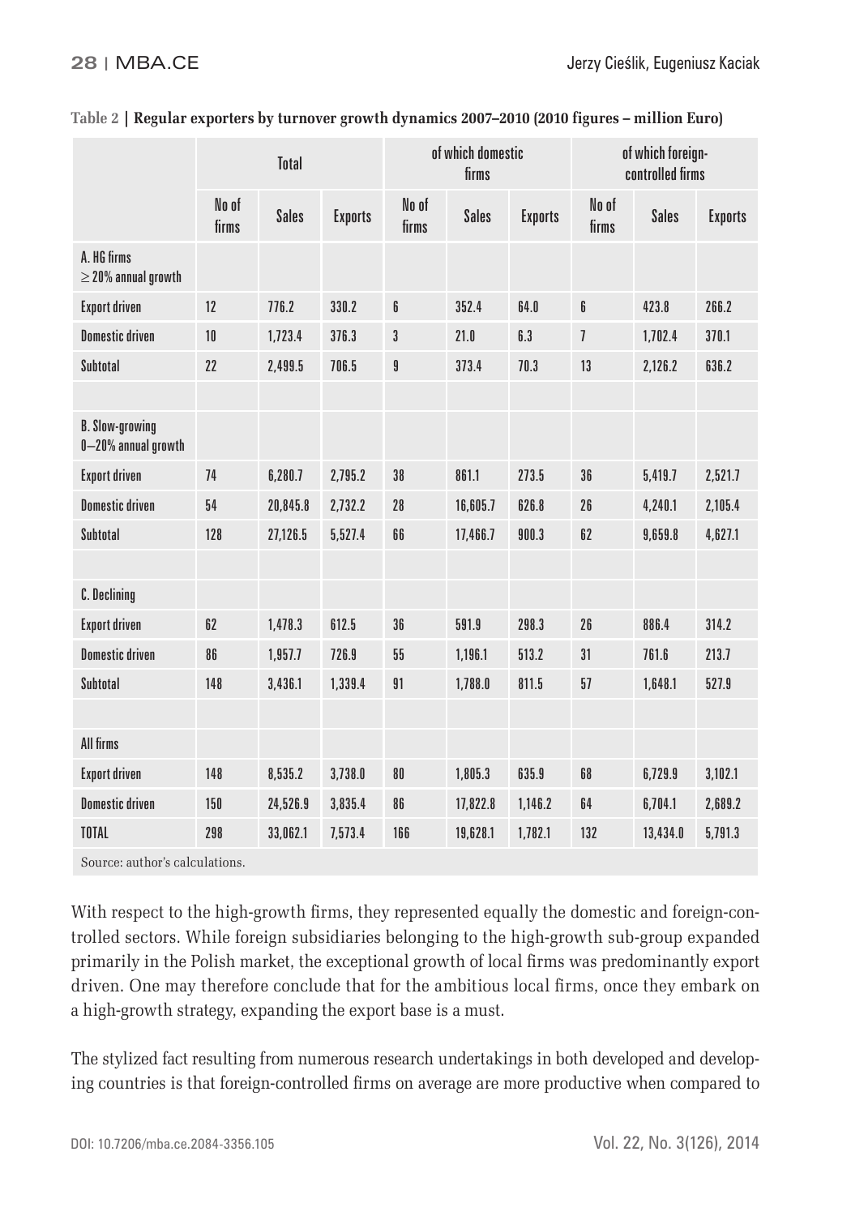**Table 2 | Regular exporters by turnover growth dynamics 2007–2010 (2010 figures – million Euro)**

| | Total | | | of which domestic firms | | | of which foreign-controlled firms | | |
|---|---|---|---|---|---|---|---|---|---|
| | No of firms | Sales | Exports | No of firms | Sales | Exports | No of firms | Sales | Exports |
| A. HG firms $\geq$ 20% annual growth | | | | | | | | | |
| Export driven | 12 | 776.2 | 330.2 | 6 | 352.4 | 64.0 | 6 | 423.8 | 266.2 |
| Domestic driven | 10 | 1,723.4 | 376.3 | 3 | 21.0 | 6.3 | 7 | 1,702.4 | 370.1 |
| Subtotal | 22 | 2,499.5 | 706.5 | 9 | 373.4 | 70.3 | 13 | 2,126.2 | 636.2 |
| | | | | | | | | | |
| B. Slow-growing 0–20% annual growth | | | | | | | | | |
| Export driven | 74 | 6,280.7 | 2,795.2 | 38 | 861.1 | 273.5 | 36 | 5,419.7 | 2,521.7 |
| Domestic driven | 54 | 20,845.8 | 2,732.2 | 28 | 16,605.7 | 626.8 | 26 | 4,240.1 | 2,105.4 |
| Subtotal | 128 | 27,126.5 | 5,527.4 | 66 | 17,466.7 | 900.3 | 62 | 9,659.8 | 4,627.1 |
| | | | | | | | | | |
| C. Declining | | | | | | | | | |
| Export driven | 62 | 1,478.3 | 612.5 | 36 | 591.9 | 298.3 | 26 | 886.4 | 314.2 |
| Domestic driven | 86 | 1,957.7 | 726.9 | 55 | 1,196.1 | 513.2 | 31 | 761.6 | 213.7 |
| Subtotal | 148 | 3,436.1 | 1,339.4 | 91 | 1,788.0 | 811.5 | 57 | 1,648.1 | 527.9 |
| | | | | | | | | | |
| All firms | | | | | | | | | |
| Export driven | 148 | 8,535.2 | 3,738.0 | 80 | 1,805.3 | 635.9 | 68 | 6,729.9 | 3,102.1 |
| Domestic driven | 150 | 24,526.9 | 3,835.4 | 86 | 17,822.8 | 1,146.2 | 64 | 6,704.1 | 2,689.2 |
| TOTAL | 298 | 33,062.1 | 7,573.4 | 166 | 19,628.1 | 1,782.1 | 132 | 13,434.0 | 5,791.3 |

Source: author's calculations.

With respect to the high-growth firms, they represented equally the domestic and foreign-controlled sectors. While foreign subsidiaries belonging to the high-growth sub-group expanded primarily in the Polish market, the exceptional growth of local firms was predominantly export driven. One may therefore conclude that for the ambitious local firms, once they embark on a high-growth strategy, expanding the export base is a must.

The stylized fact resulting from numerous research undertakings in both developed and developing countries is that foreign-controlled firms on average are more productive when compared to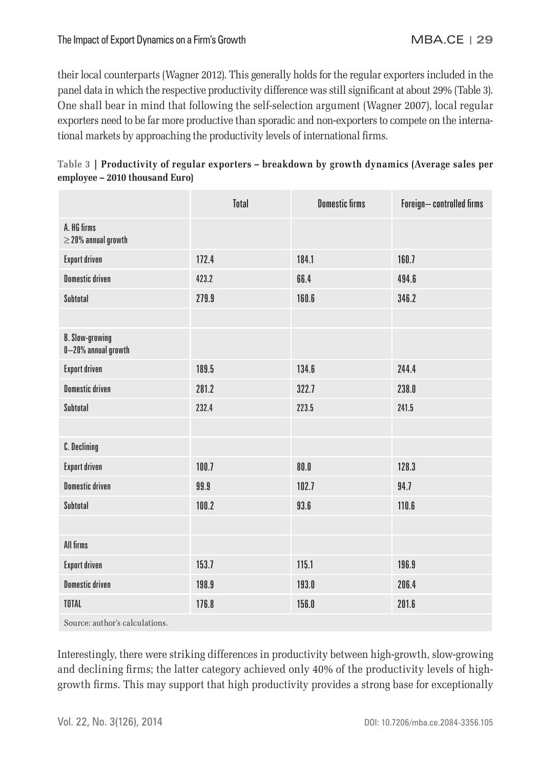their local counterparts (Wagner 2012). This generally holds for the regular exporters included in the panel data in which the respective productivity difference was still significant at about 29% (Table 3). One shall bear in mind that following the self-selection argument (Wagner 2007), local regular exporters need to be far more productive than sporadic and non-exporters to compete on the international markets by approaching the productivity levels of international firms.

**Table 3 | Productivity of regular exporters – breakdown by growth dynamics (Average sales per employee – 2010 thousand Euro)**

| | Total | Domestic firms | Foreign– controlled firms |
|---|---|---|---|
| A. HG firms $\geq 20\%$ annual growth | | | |
| Export driven | 172.4 | 184.1 | 160.7 |
| Domestic driven | 423.2 | 66.4 | 494.6 |
| Subtotal | 279.9 | 160.6 | 346.2 |
| | | | |
| B. Slow-growing 0–20% annual growth | | | |
| Export driven | 189.5 | 134.6 | 244.4 |
| Domestic driven | 281.2 | 322.7 | 238.0 |
| Subtotal | 232.4 | 223.5 | 241.5 |
| | | | |
| C. Declining | | | |
| Export driven | 100.7 | 80.0 | 128.3 |
| Domestic driven | 99.9 | 102.7 | 94.7 |
| Subtotal | 100.2 | 93.6 | 110.6 |
| | | | |
| All firms | | | |
| Export driven | 153.7 | 115.1 | 196.9 |
| Domestic driven | 198.9 | 193.0 | 206.4 |
| TOTAL | 176.8 | 156.0 | 201.6 |

Source: author's calculations.

Interestingly, there were striking differences in productivity between high-growth, slow-growing and declining firms; the latter category achieved only 40% of the productivity levels of high-growth firms. This may support that high productivity provides a strong base for exceptionally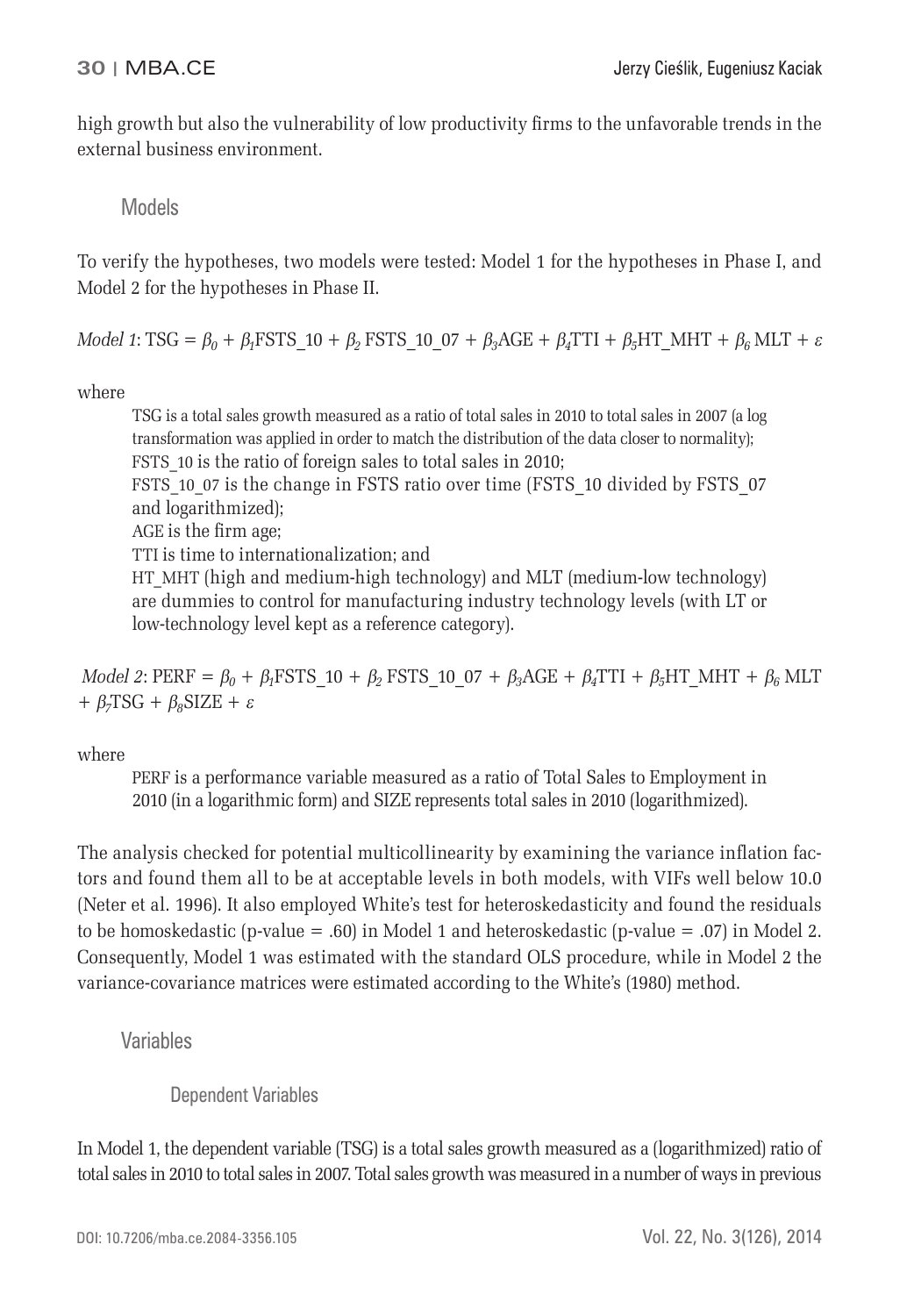high growth but also the vulnerability of low productivity firms to the unfavorable trends in the external business environment.

## Models

To verify the hypotheses, two models were tested: Model 1 for the hypotheses in Phase I, and Model 2 for the hypotheses in Phase II.

*Model 1*: $\text{TSG} = \beta_0 + \beta_1\text{FSTS\_10} + \beta_2\,\text{FSTS\_10\_07} + \beta_3\text{AGE} + \beta_4\text{TTI} + \beta_5\text{HT\_MHT} + \beta_6\,\text{MLT} + \varepsilon$

where

> TSG is a total sales growth measured as a ratio of total sales in 2010 to total sales in 2007 (a log transformation was applied in order to match the distribution of the data closer to normality);
> FSTS_10 is the ratio of foreign sales to total sales in 2010;
> FSTS_10_07 is the change in FSTS ratio over time (FSTS_10 divided by FSTS_07 and logarithmized);
> AGE is the firm age;
> TTI is time to internationalization; and
> HT_MHT (high and medium-high technology) and MLT (medium-low technology) are dummies to control for manufacturing industry technology levels (with LT or low-technology level kept as a reference category).

*Model 2*: $\text{PERF} = \beta_0 + \beta_1\text{FSTS\_10} + \beta_2\,\text{FSTS\_10\_07} + \beta_3\text{AGE} + \beta_4\text{TTI} + \beta_5\text{HT\_MHT} + \beta_6\,\text{MLT} + \beta_7\text{TSG} + \beta_8\text{SIZE} + \varepsilon$

where

> PERF is a performance variable measured as a ratio of Total Sales to Employment in 2010 (in a logarithmic form) and SIZE represents total sales in 2010 (logarithmized).

The analysis checked for potential multicollinearity by examining the variance inflation factors and found them all to be at acceptable levels in both models, with VIFs well below 10.0 (Neter et al. 1996). It also employed White's test for heteroskedasticity and found the residuals to be homoskedastic (p-value = .60) in Model 1 and heteroskedastic (p-value = .07) in Model 2. Consequently, Model 1 was estimated with the standard OLS procedure, while in Model 2 the variance-covariance matrices were estimated according to the White's (1980) method.

## Variables

### Dependent Variables

In Model 1, the dependent variable (TSG) is a total sales growth measured as a (logarithmized) ratio of total sales in 2010 to total sales in 2007. Total sales growth was measured in a number of ways in previous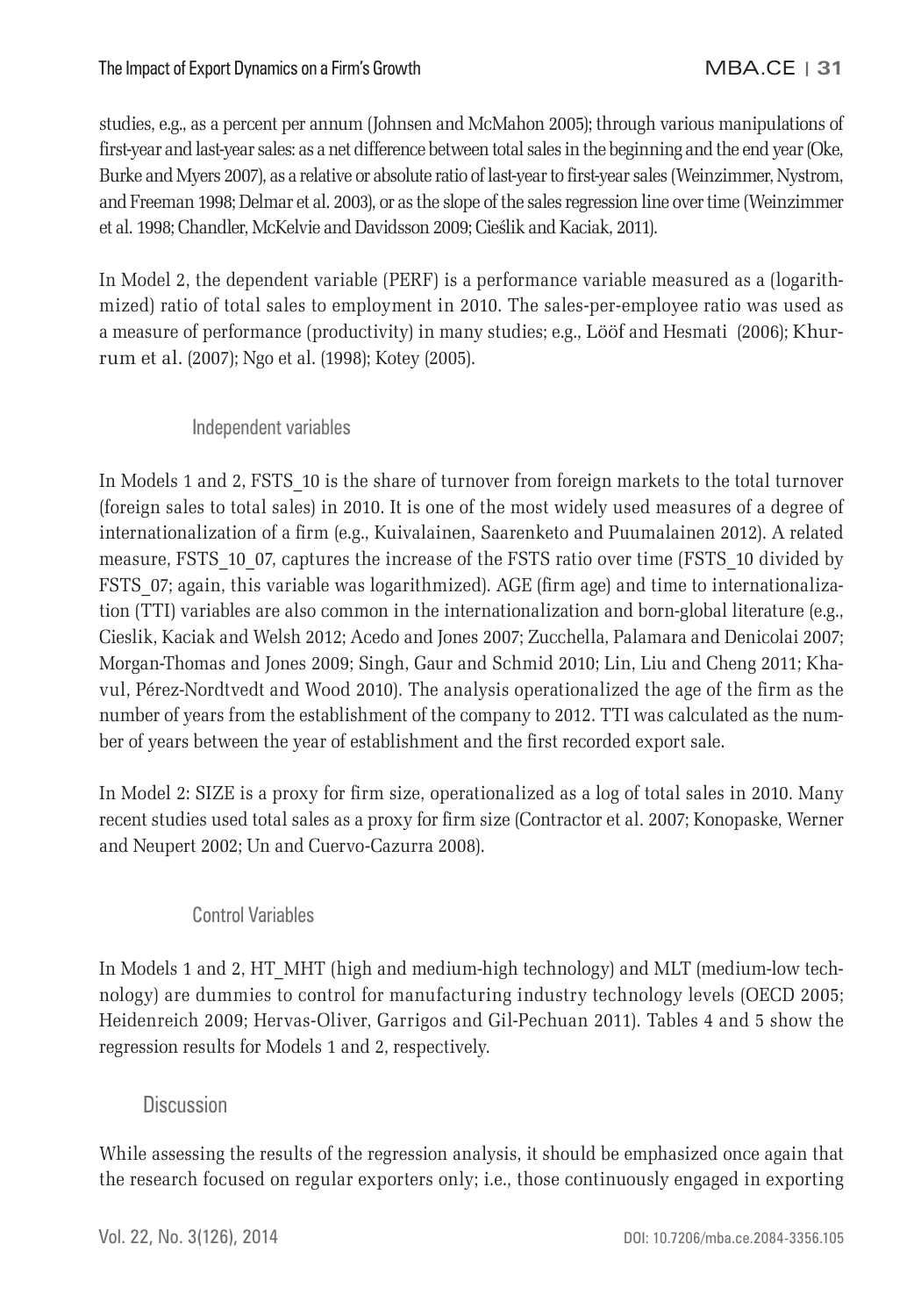studies, e.g., as a percent per annum (Johnsen and McMahon 2005); through various manipulations of first-year and last-year sales: as a net difference between total sales in the beginning and the end year (Oke, Burke and Myers 2007), as a relative or absolute ratio of last-year to first-year sales (Weinzimmer, Nystrom, and Freeman 1998; Delmar et al. 2003), or as the slope of the sales regression line over time (Weinzimmer et al. 1998; Chandler, McKelvie and Davidsson 2009; Cieślik and Kaciak, 2011).

In Model 2, the dependent variable (PERF) is a performance variable measured as a (logarithmized) ratio of total sales to employment in 2010. The sales-per-employee ratio was used as a measure of performance (productivity) in many studies; e.g., Lööf and Hesmati (2006); Khurrum et al. (2007); Ngo et al. (1998); Kotey (2005).

### Independent variables

In Models 1 and 2, FSTS_10 is the share of turnover from foreign markets to the total turnover (foreign sales to total sales) in 2010. It is one of the most widely used measures of a degree of internationalization of a firm (e.g., Kuivalainen, Saarenketo and Puumalainen 2012). A related measure, FSTS_10_07, captures the increase of the FSTS ratio over time (FSTS_10 divided by FSTS_07; again, this variable was logarithmized). AGE (firm age) and time to internationalization (TTI) variables are also common in the internationalization and born-global literature (e.g., Cieslik, Kaciak and Welsh 2012; Acedo and Jones 2007; Zucchella, Palamara and Denicolai 2007; Morgan-Thomas and Jones 2009; Singh, Gaur and Schmid 2010; Lin, Liu and Cheng 2011; Khavul, Pérez-Nordtvedt and Wood 2010). The analysis operationalized the age of the firm as the number of years from the establishment of the company to 2012. TTI was calculated as the number of years between the year of establishment and the first recorded export sale.

In Model 2: SIZE is a proxy for firm size, operationalized as a log of total sales in 2010. Many recent studies used total sales as a proxy for firm size (Contractor et al. 2007; Konopaske, Werner and Neupert 2002; Un and Cuervo-Cazurra 2008).

### Control Variables

In Models 1 and 2, HT_MHT (high and medium-high technology) and MLT (medium-low technology) are dummies to control for manufacturing industry technology levels (OECD 2005; Heidenreich 2009; Hervas-Oliver, Garrigos and Gil-Pechuan 2011). Tables 4 and 5 show the regression results for Models 1 and 2, respectively.

## Discussion

While assessing the results of the regression analysis, it should be emphasized once again that the research focused on regular exporters only; i.e., those continuously engaged in exporting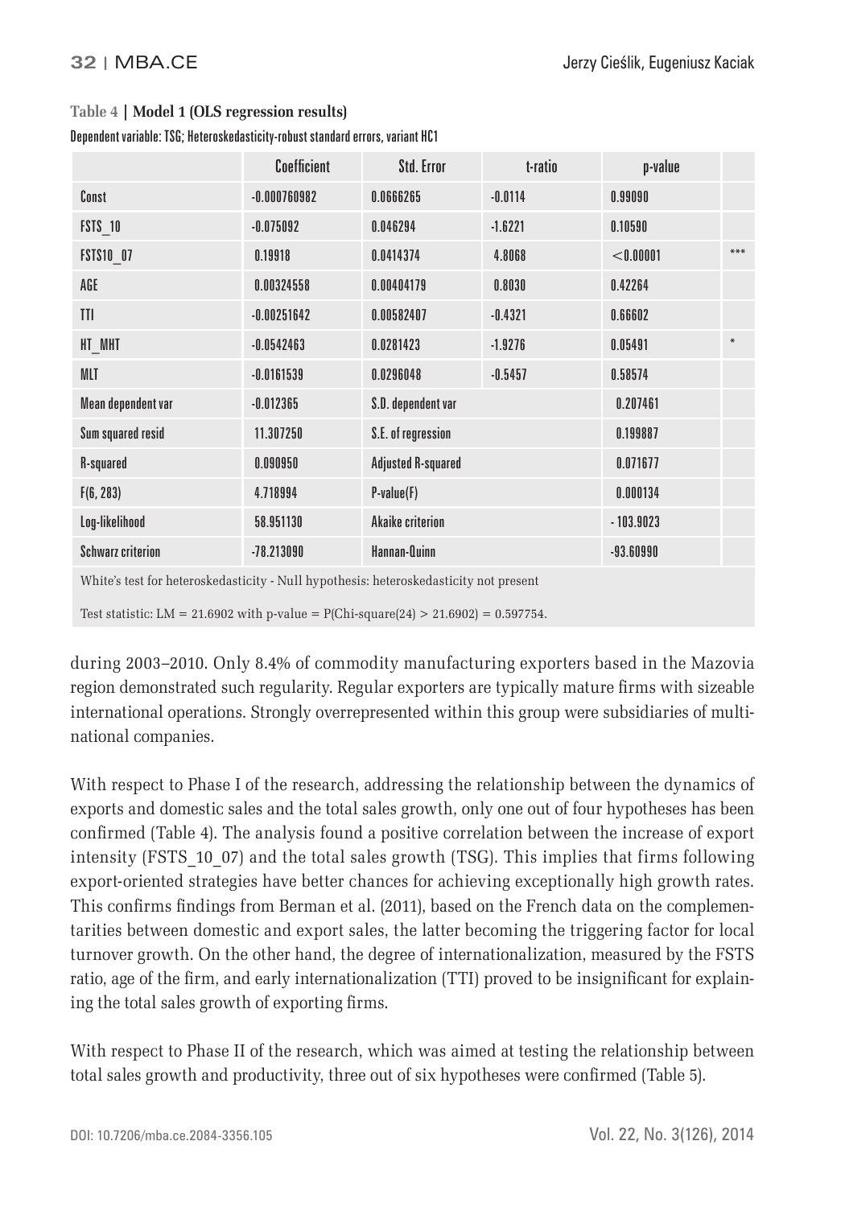**Table 4 | Model 1 (OLS regression results)**

Dependent variable: TSG; Heteroskedasticity-robust standard errors, variant HC1

| | Coefficient | Std. Error | t-ratio | p-value | |
|---|---|---|---|---|---|
| Const | -0.000760982 | 0.0666265 | -0.0114 | 0.99090 | |
| FSTS_10 | -0.075092 | 0.046294 | -1.6221 | 0.10590 | |
| FSTS10_07 | 0.19918 | 0.0414374 | 4.8068 | <0.00001 | *** |
| AGE | 0.00324558 | 0.00404179 | 0.8030 | 0.42264 | |
| TTI | -0.00251642 | 0.00582407 | -0.4321 | 0.66602 | |
| HT_MHT | -0.0542463 | 0.0281423 | -1.9276 | 0.05491 | * |
| MLT | -0.0161539 | 0.0296048 | -0.5457 | 0.58574 | |
| Mean dependent var | -0.012365 | S.D. dependent var | | 0.207461 | |
| Sum squared resid | 11.307250 | S.E. of regression | | 0.199887 | |
| R-squared | 0.090950 | Adjusted R-squared | | 0.071677 | |
| F(6, 283) | 4.718994 | P-value(F) | | 0.000134 | |
| Log-likelihood | 58.951130 | Akaike criterion | | - 103.9023 | |
| Schwarz criterion | -78.213090 | Hannan-Quinn | | -93.60990 | |

White's test for heteroskedasticity - Null hypothesis: heteroskedasticity not present

Test statistic: LM = 21.6902 with p-value = P(Chi-square(24) > 21.6902) = 0.597754.

during 2003–2010. Only 8.4% of commodity manufacturing exporters based in the Mazovia region demonstrated such regularity. Regular exporters are typically mature firms with sizeable international operations. Strongly overrepresented within this group were subsidiaries of multinational companies.

With respect to Phase I of the research, addressing the relationship between the dynamics of exports and domestic sales and the total sales growth, only one out of four hypotheses has been confirmed (Table 4). The analysis found a positive correlation between the increase of export intensity (FSTS_10_07) and the total sales growth (TSG). This implies that firms following export-oriented strategies have better chances for achieving exceptionally high growth rates. This confirms findings from Berman et al. (2011), based on the French data on the complementarities between domestic and export sales, the latter becoming the triggering factor for local turnover growth. On the other hand, the degree of internationalization, measured by the FSTS ratio, age of the firm, and early internationalization (TTI) proved to be insignificant for explaining the total sales growth of exporting firms.

With respect to Phase II of the research, which was aimed at testing the relationship between total sales growth and productivity, three out of six hypotheses were confirmed (Table 5).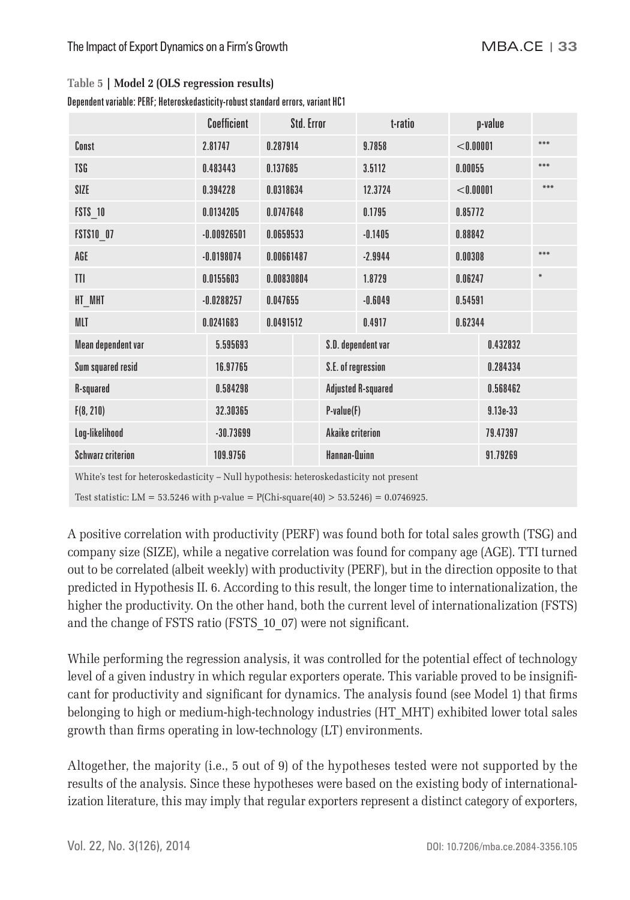**Table 5 | Model 2 (OLS regression results)**

Dependent variable: PERF; Heteroskedasticity-robust standard errors, variant HC1

| | Coefficient | Std. Error | t-ratio | p-value | |
|---|---|---|---|---|---|
| Const | 2.81747 | 0.287914 | 9.7858 | <0.00001 | *** |
| TSG | 0.483443 | 0.137685 | 3.5112 | 0.00055 | *** |
| SIZE | 0.394228 | 0.0318634 | 12.3724 | <0.00001 | *** |
| FSTS_10 | 0.0134205 | 0.0747648 | 0.1795 | 0.85772 | |
| FSTS10_07 | -0.00926501 | 0.0659533 | -0.1405 | 0.88842 | |
| AGE | -0.0198074 | 0.00661487 | -2.9944 | 0.00308 | *** |
| TTI | 0.0155603 | 0.00830804 | 1.8729 | 0.06247 | * |
| HT_MHT | -0.0288257 | 0.047655 | -0.6049 | 0.54591 | |
| MLT | 0.0241683 | 0.0491512 | 0.4917 | 0.62344 | |
| Mean dependent var | 5.595693 | | S.D. dependent var | 0.432832 | |
| Sum squared resid | 16.97765 | | S.E. of regression | 0.284334 | |
| R-squared | 0.584298 | | Adjusted R-squared | 0.568462 | |
| F(8, 210) | 32.30365 | | P-value(F) | 9.13e-33 | |
| Log-likelihood | -30.73699 | | Akaike criterion | 79.47397 | |
| Schwarz criterion | 109.9756 | | Hannan-Quinn | 91.79269 | |

White's test for heteroskedasticity – Null hypothesis: heteroskedasticity not present

Test statistic: LM = 53.5246 with p-value = P(Chi-square(40) > 53.5246) = 0.0746925.

A positive correlation with productivity (PERF) was found both for total sales growth (TSG) and company size (SIZE), while a negative correlation was found for company age (AGE). TTI turned out to be correlated (albeit weekly) with productivity (PERF), but in the direction opposite to that predicted in Hypothesis II. 6. According to this result, the longer time to internationalization, the higher the productivity. On the other hand, both the current level of internationalization (FSTS) and the change of FSTS ratio (FSTS_10_07) were not significant.

While performing the regression analysis, it was controlled for the potential effect of technology level of a given industry in which regular exporters operate. This variable proved to be insignificant for productivity and significant for dynamics. The analysis found (see Model 1) that firms belonging to high or medium-high-technology industries (HT_MHT) exhibited lower total sales growth than firms operating in low-technology (LT) environments.

Altogether, the majority (i.e., 5 out of 9) of the hypotheses tested were not supported by the results of the analysis. Since these hypotheses were based on the existing body of internationalization literature, this may imply that regular exporters represent a distinct category of exporters,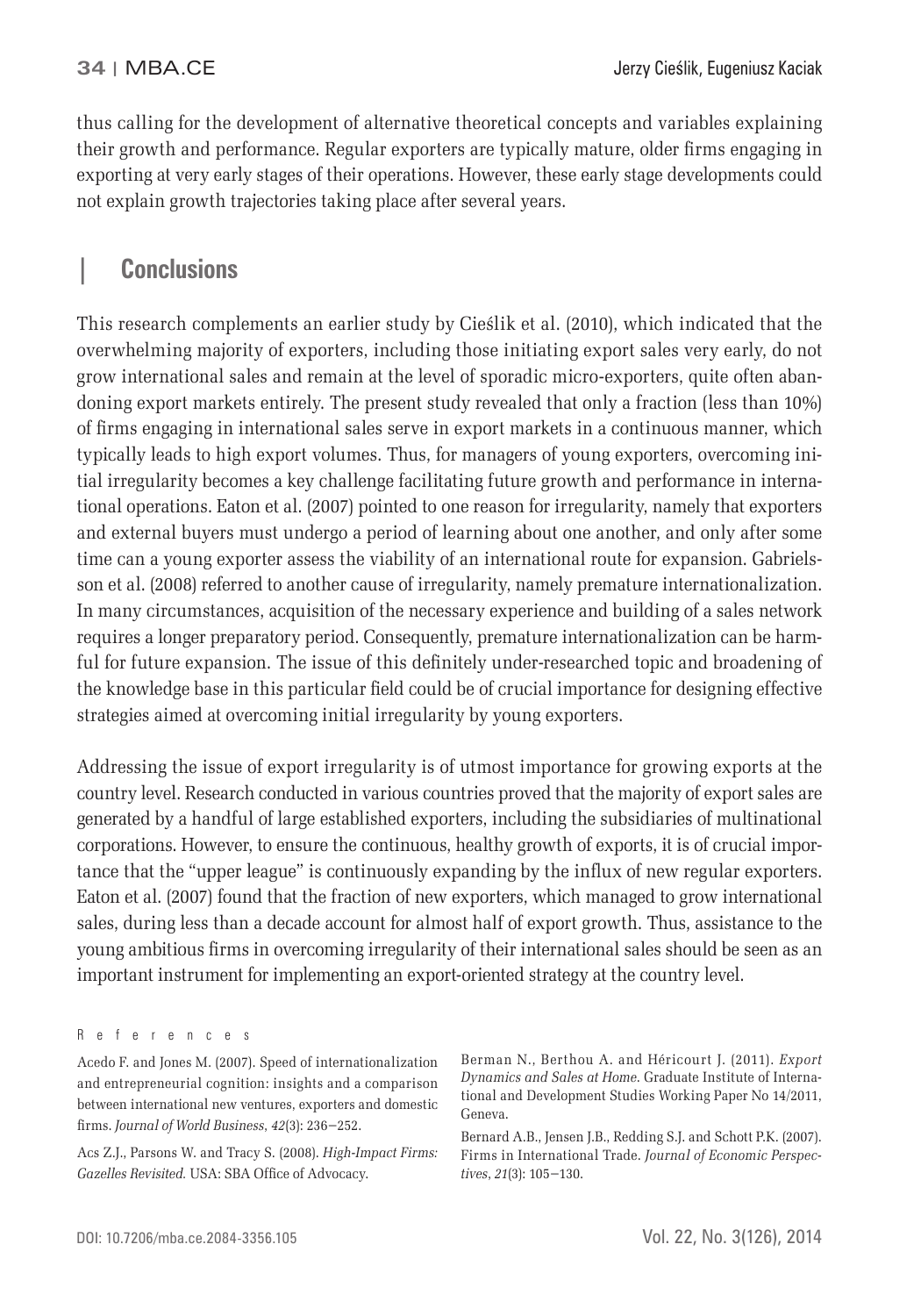thus calling for the development of alternative theoretical concepts and variables explaining their growth and performance. Regular exporters are typically mature, older firms engaging in exporting at very early stages of their operations. However, these early stage developments could not explain growth trajectories taking place after several years.

## Conclusions

This research complements an earlier study by Cieślik et al. (2010), which indicated that the overwhelming majority of exporters, including those initiating export sales very early, do not grow international sales and remain at the level of sporadic micro-exporters, quite often abandoning export markets entirely. The present study revealed that only a fraction (less than 10%) of firms engaging in international sales serve in export markets in a continuous manner, which typically leads to high export volumes. Thus, for managers of young exporters, overcoming initial irregularity becomes a key challenge facilitating future growth and performance in international operations. Eaton et al. (2007) pointed to one reason for irregularity, namely that exporters and external buyers must undergo a period of learning about one another, and only after some time can a young exporter assess the viability of an international route for expansion. Gabrielsson et al. (2008) referred to another cause of irregularity, namely premature internationalization. In many circumstances, acquisition of the necessary experience and building of a sales network requires a longer preparatory period. Consequently, premature internationalization can be harmful for future expansion. The issue of this definitely under-researched topic and broadening of the knowledge base in this particular field could be of crucial importance for designing effective strategies aimed at overcoming initial irregularity by young exporters.

Addressing the issue of export irregularity is of utmost importance for growing exports at the country level. Research conducted in various countries proved that the majority of export sales are generated by a handful of large established exporters, including the subsidiaries of multinational corporations. However, to ensure the continuous, healthy growth of exports, it is of crucial importance that the "upper league" is continuously expanding by the influx of new regular exporters. Eaton et al. (2007) found that the fraction of new exporters, which managed to grow international sales, during less than a decade account for almost half of export growth. Thus, assistance to the young ambitious firms in overcoming irregularity of their international sales should be seen as an important instrument for implementing an export-oriented strategy at the country level.

### References

Acedo F. and Jones M. (2007). Speed of internationalization and entrepreneurial cognition: insights and a comparison between international new ventures, exporters and domestic firms. *Journal of World Business*, *42*(3): 236–252.

Acs Z.J., Parsons W. and Tracy S. (2008). *High-Impact Firms: Gazelles Revisited.* USA: SBA Office of Advocacy.

Berman N., Berthou A. and Héricourt J. (2011). *Export Dynamics and Sales at Home*. Graduate Institute of International and Development Studies Working Paper No 14/2011, Geneva.

Bernard A.B., Jensen J.B., Redding S.J. and Schott P.K. (2007). Firms in International Trade. *Journal of Economic Perspectives*, *21*(3): 105–130.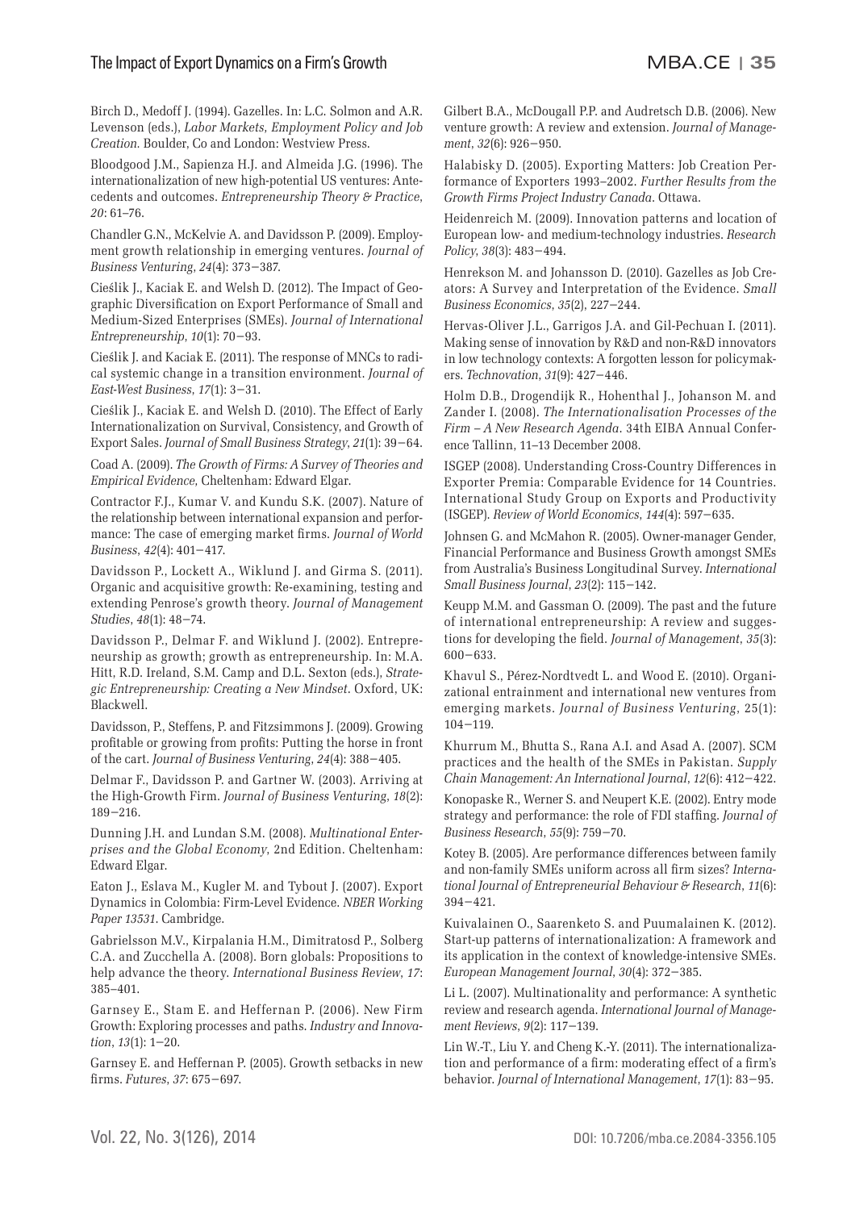Birch D., Medoff J. (1994). Gazelles. In: L.C. Solmon and A.R. Levenson (eds.), *Labor Markets, Employment Policy and Job Creation*. Boulder, Co and London: Westview Press.

Bloodgood J.M., Sapienza H.J. and Almeida J.G. (1996). The internationalization of new high-potential US ventures: Antecedents and outcomes. *Entrepreneurship Theory & Practice*, *20*: 61–76.

Chandler G.N., McKelvie A. and Davidsson P. (2009). Employment growth relationship in emerging ventures. *Journal of Business Venturing*, *24*(4): 373−387.

Cieślik J., Kaciak E. and Welsh D. (2012). The Impact of Geographic Diversification on Export Performance of Small and Medium-Sized Enterprises (SMEs). *Journal of International Entrepreneurship*, *10*(1): 70−93.

Cieślik J. and Kaciak E. (2011). The response of MNCs to radical systemic change in a transition environment. *Journal of East-West Business*, *17*(1): 3−31.

Cieślik J., Kaciak E. and Welsh D. (2010). The Effect of Early Internationalization on Survival, Consistency, and Growth of Export Sales. *Journal of Small Business Strategy*, *21*(1): 39−64.

Coad A. (2009). *The Growth of Firms: A Survey of Theories and Empirical Evidence*, Cheltenham: Edward Elgar.

Contractor F.J., Kumar V. and Kundu S.K. (2007). Nature of the relationship between international expansion and performance: The case of emerging market firms. *Journal of World Business*, *42*(4): 401−417.

Davidsson P., Lockett A., Wiklund J. and Girma S. (2011). Organic and acquisitive growth: Re-examining, testing and extending Penrose's growth theory. *Journal of Management Studies*, *48*(1): 48−74.

Davidsson P., Delmar F. and Wiklund J. (2002). Entrepreneurship as growth; growth as entrepreneurship. In: M.A. Hitt, R.D. Ireland, S.M. Camp and D.L. Sexton (eds.), *Strategic Entrepreneurship: Creating a New Mindset*. Oxford, UK: Blackwell.

Davidsson, P., Steffens, P. and Fitzsimmons J. (2009). Growing profitable or growing from profits: Putting the horse in front of the cart. *Journal of Business Venturing*, *24*(4): 388−405.

Delmar F., Davidsson P. and Gartner W. (2003). Arriving at the High-Growth Firm. *Journal of Business Venturing*, *18*(2): 189−216.

Dunning J.H. and Lundan S.M. (2008). *Multinational Enterprises and the Global Economy*, 2nd Edition. Cheltenham: Edward Elgar.

Eaton J., Eslava M., Kugler M. and Tybout J. (2007). Export Dynamics in Colombia: Firm-Level Evidence. *NBER Working Paper 13531*. Cambridge.

Gabrielsson M.V., Kirpalania H.M., Dimitratosd P., Solberg C.A. and Zucchella A. (2008). Born globals: Propositions to help advance the theory. *International Business Review*, *17*: 385–401.

Garnsey E., Stam E. and Heffernan P. (2006). New Firm Growth: Exploring processes and paths. *Industry and Innovation*, *13*(1): 1−20.

Garnsey E. and Heffernan P. (2005). Growth setbacks in new firms. *Futures*, *37*: 675−697.

Gilbert B.A., McDougall P.P. and Audretsch D.B. (2006). New venture growth: A review and extension. *Journal of Management*, *32*(6): 926−950.

Halabisky D. (2005). Exporting Matters: Job Creation Performance of Exporters 1993–2002. *Further Results from the Growth Firms Project Industry Canada*. Ottawa.

Heidenreich M. (2009). Innovation patterns and location of European low- and medium-technology industries. *Research Policy*, *38*(3): 483−494.

Henrekson M. and Johansson D. (2010). Gazelles as Job Creators: A Survey and Interpretation of the Evidence. *Small Business Economics*, *35*(2), 227−244.

Hervas-Oliver J.L., Garrigos J.A. and Gil-Pechuan I. (2011). Making sense of innovation by R&D and non-R&D innovators in low technology contexts: A forgotten lesson for policymakers. *Technovation*, *31*(9): 427−446.

Holm D.B., Drogendijk R., Hohenthal J., Johanson M. and Zander I. (2008). *The Internationalisation Processes of the Firm – A New Research Agenda*. 34th EIBA Annual Conference Tallinn, 11–13 December 2008.

ISGEP (2008). Understanding Cross-Country Differences in Exporter Premia: Comparable Evidence for 14 Countries. International Study Group on Exports and Productivity (ISGEP). *Review of World Economics*, *144*(4): 597−635.

Johnsen G. and McMahon R. (2005). Owner-manager Gender, Financial Performance and Business Growth amongst SMEs from Australia's Business Longitudinal Survey. *International Small Business Journal*, *23*(2): 115−142.

Keupp M.M. and Gassman O. (2009). The past and the future of international entrepreneurship: A review and suggestions for developing the field. *Journal of Management*, *35*(3): 600−633.

Khavul S., Pérez-Nordtvedt L. and Wood E. (2010). Organizational entrainment and international new ventures from emerging markets. *Journal of Business Venturing*, 25(1): 104−119.

Khurrum M., Bhutta S., Rana A.I. and Asad A. (2007). SCM practices and the health of the SMEs in Pakistan. *Supply Chain Management: An International Journal*, *12*(6): 412−422.

Konopaske R., Werner S. and Neupert K.E. (2002). Entry mode strategy and performance: the role of FDI staffing. *Journal of Business Research*, *55*(9): 759−70.

Kotey B. (2005). Are performance differences between family and non-family SMEs uniform across all firm sizes? *International Journal of Entrepreneurial Behaviour & Research*, *11*(6): 394−421.

Kuivalainen O., Saarenketo S. and Puumalainen K. (2012). Start-up patterns of internationalization: A framework and its application in the context of knowledge-intensive SMEs. *European Management Journal*, *30*(4): 372−385.

Li L. (2007). Multinationality and performance: A synthetic review and research agenda. *International Journal of Management Reviews*, *9*(2): 117−139.

Lin W.-T., Liu Y. and Cheng K.-Y. (2011). The internationalization and performance of a firm: moderating effect of a firm's behavior. *Journal of International Management*, *17*(1): 83−95.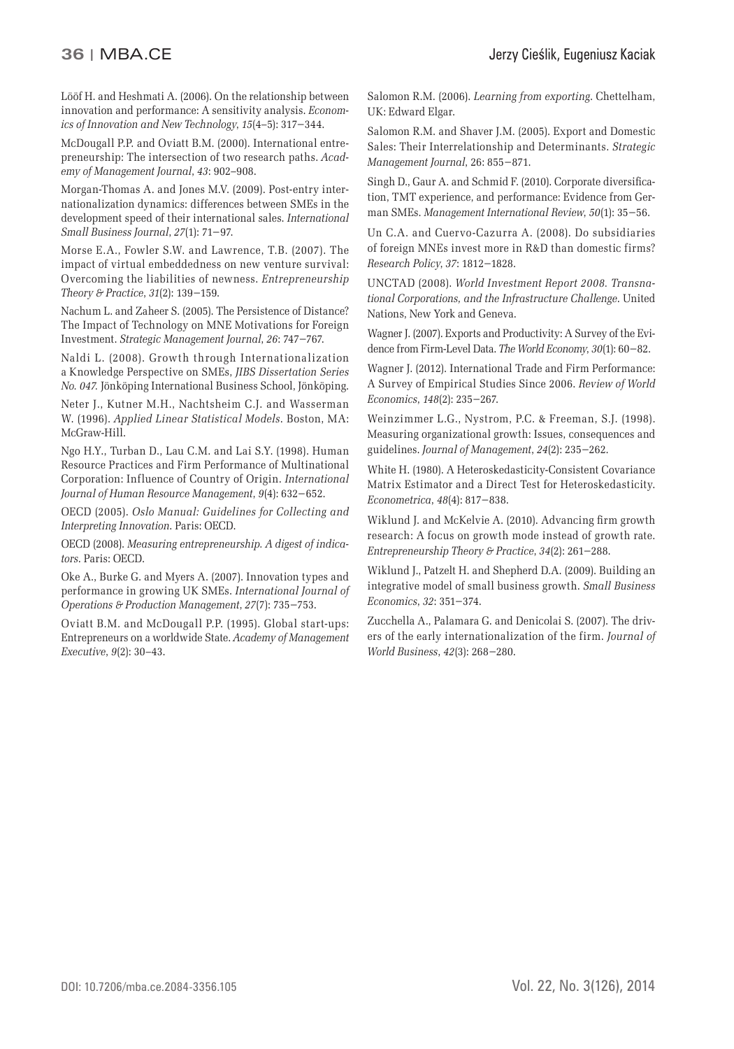Lööf H. and Heshmati A. (2006). On the relationship between innovation and performance: A sensitivity analysis. *Economics of Innovation and New Technology*, *15*(4–5): 317–344.

McDougall P.P. and Oviatt B.M. (2000). International entrepreneurship: The intersection of two research paths. *Academy of Management Journal*, *43*: 902–908.

Morgan-Thomas A. and Jones M.V. (2009). Post-entry internationalization dynamics: differences between SMEs in the development speed of their international sales. *International Small Business Journal*, *27*(1): 71–97.

Morse E.A., Fowler S.W. and Lawrence, T.B. (2007). The impact of virtual embeddedness on new venture survival: Overcoming the liabilities of newness. *Entrepreneurship Theory & Practice*, *31*(2): 139–159.

Nachum L. and Zaheer S. (2005). The Persistence of Distance? The Impact of Technology on MNE Motivations for Foreign Investment. *Strategic Management Journal*, *26*: 747–767.

Naldi L. (2008). Growth through Internationalization a Knowledge Perspective on SMEs, *JIBS Dissertation Series No. 047*. Jönköping International Business School, Jönköping.

Neter J., Kutner M.H., Nachtsheim C.J. and Wasserman W. (1996). *Applied Linear Statistical Models*. Boston, MA: McGraw-Hill.

Ngo H.Y., Turban D., Lau C.M. and Lai S.Y. (1998). Human Resource Practices and Firm Performance of Multinational Corporation: Influence of Country of Origin. *International Journal of Human Resource Management*, *9*(4): 632–652.

OECD (2005). *Oslo Manual: Guidelines for Collecting and Interpreting Innovation*. Paris: OECD.

OECD (2008). *Measuring entrepreneurship. A digest of indicators*. Paris: OECD.

Oke A., Burke G. and Myers A. (2007). Innovation types and performance in growing UK SMEs. *International Journal of Operations & Production Management*, *27*(7): 735–753.

Oviatt B.M. and McDougall P.P. (1995). Global start-ups: Entrepreneurs on a worldwide State. *Academy of Management Executive*, *9*(2): 30–43.

Salomon R.M. (2006). *Learning from exporting*. Chettelham, UK: Edward Elgar.

Salomon R.M. and Shaver J.M. (2005). Export and Domestic Sales: Their Interrelationship and Determinants. *Strategic Management Journal*, 26: 855–871.

Singh D., Gaur A. and Schmid F. (2010). Corporate diversification, TMT experience, and performance: Evidence from German SMEs. *Management International Review*, *50*(1): 35–56.

Un C.A. and Cuervo-Cazurra A. (2008). Do subsidiaries of foreign MNEs invest more in R&D than domestic firms? *Research Policy*, *37*: 1812–1828.

UNCTAD (2008). *World Investment Report 2008. Transnational Corporations, and the Infrastructure Challenge*. United Nations, New York and Geneva.

Wagner J. (2007). Exports and Productivity: A Survey of the Evidence from Firm-Level Data. *The World Economy*, *30*(1): 60–82.

Wagner J. (2012). International Trade and Firm Performance: A Survey of Empirical Studies Since 2006. *Review of World Economics*, *148*(2): 235–267.

Weinzimmer L.G., Nystrom, P.C. & Freeman, S.J. (1998). Measuring organizational growth: Issues, consequences and guidelines. *Journal of Management*, *24*(2): 235–262.

White H. (1980). A Heteroskedasticity-Consistent Covariance Matrix Estimator and a Direct Test for Heteroskedasticity. *Econometrica*, *48*(4): 817–838.

Wiklund J. and McKelvie A. (2010). Advancing firm growth research: A focus on growth mode instead of growth rate. *Entrepreneurship Theory & Practice*, *34*(2): 261–288.

Wiklund J., Patzelt H. and Shepherd D.A. (2009). Building an integrative model of small business growth. *Small Business Economics*, *32*: 351–374.

Zucchella A., Palamara G. and Denicolai S. (2007). The drivers of the early internationalization of the firm. *Journal of World Business*, *42*(3): 268–280.